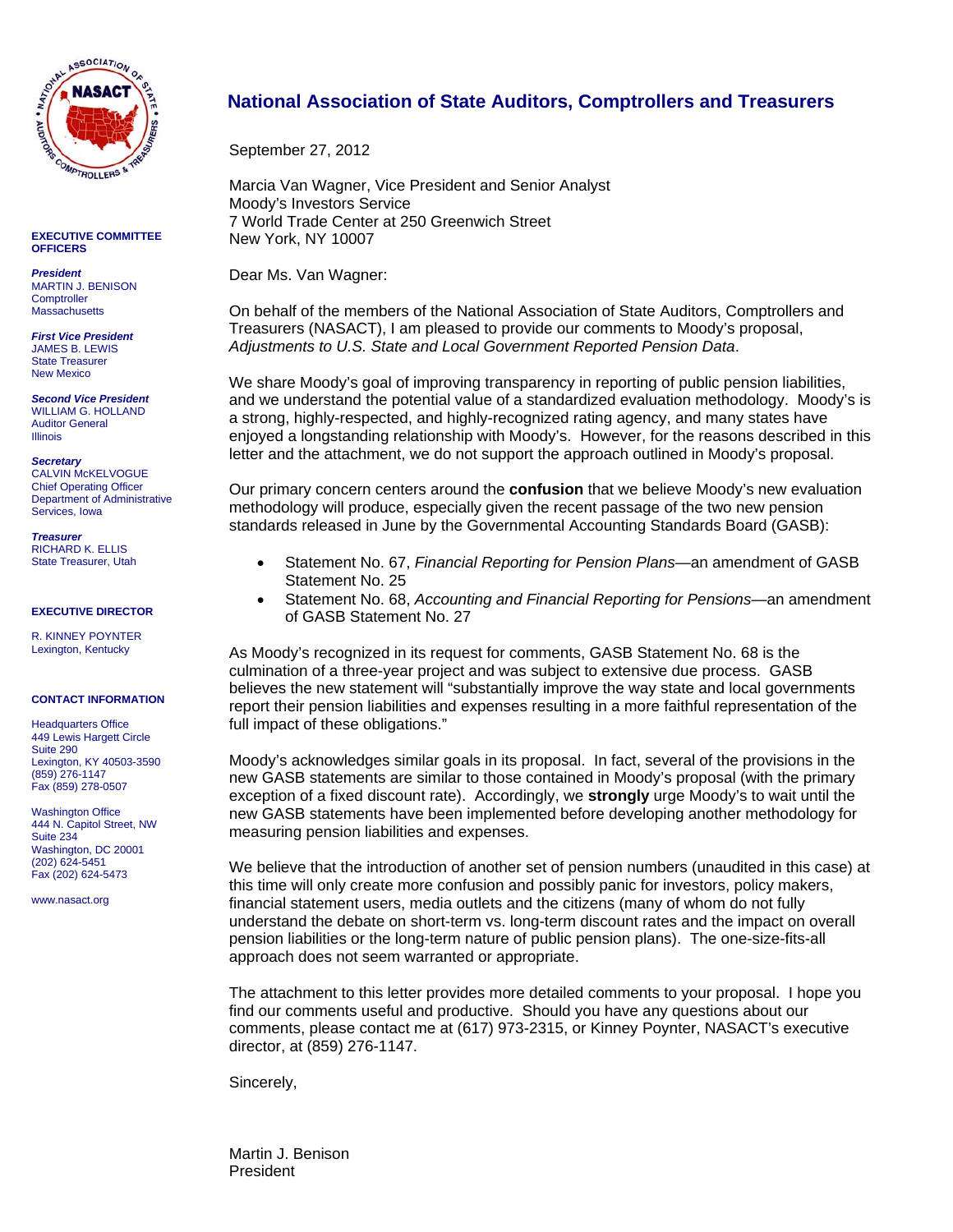# National Association of State Auditors, Comptrollers and Treasurers

**EXECUTIVE COMMITTEE OFFICERS**

***President***
MARTIN J. BENISON
Comptroller
Massachusetts

***First Vice President***
JAMES B. LEWIS
State Treasurer
New Mexico

***Second Vice President***
WILLIAM G. HOLLAND
Auditor General
Illinois

***Secretary***
CALVIN McKELVOGUE
Chief Operating Officer
Department of Administrative Services, Iowa

***Treasurer***
RICHARD K. ELLIS
State Treasurer, Utah

**EXECUTIVE DIRECTOR**

R. KINNEY POYNTER
Lexington, Kentucky

**CONTACT INFORMATION**

Headquarters Office
449 Lewis Hargett Circle
Suite 290
Lexington, KY 40503-3590
(859) 276-1147
Fax (859) 278-0507

Washington Office
444 N. Capitol Street, NW
Suite 234
Washington, DC 20001
(202) 624-5451
Fax (202) 624-5473

www.nasact.org

---

September 27, 2012

Marcia Van Wagner, Vice President and Senior Analyst
Moody's Investors Service
7 World Trade Center at 250 Greenwich Street
New York, NY 10007

Dear Ms. Van Wagner:

On behalf of the members of the National Association of State Auditors, Comptrollers and Treasurers (NASACT), I am pleased to provide our comments to Moody's proposal, *Adjustments to U.S. State and Local Government Reported Pension Data*.

We share Moody's goal of improving transparency in reporting of public pension liabilities, and we understand the potential value of a standardized evaluation methodology. Moody's is a strong, highly-respected, and highly-recognized rating agency, and many states have enjoyed a longstanding relationship with Moody's. However, for the reasons described in this letter and the attachment, we do not support the approach outlined in Moody's proposal.

Our primary concern centers around the **confusion** that we believe Moody's new evaluation methodology will produce, especially given the recent passage of the two new pension standards released in June by the Governmental Accounting Standards Board (GASB):

- Statement No. 67, *Financial Reporting for Pension Plans*—an amendment of GASB Statement No. 25
- Statement No. 68, *Accounting and Financial Reporting for Pensions*—an amendment of GASB Statement No. 27

As Moody's recognized in its request for comments, GASB Statement No. 68 is the culmination of a three-year project and was subject to extensive due process. GASB believes the new statement will "substantially improve the way state and local governments report their pension liabilities and expenses resulting in a more faithful representation of the full impact of these obligations."

Moody's acknowledges similar goals in its proposal. In fact, several of the provisions in the new GASB statements are similar to those contained in Moody's proposal (with the primary exception of a fixed discount rate). Accordingly, we **strongly** urge Moody's to wait until the new GASB statements have been implemented before developing another methodology for measuring pension liabilities and expenses.

We believe that the introduction of another set of pension numbers (unaudited in this case) at this time will only create more confusion and possibly panic for investors, policy makers, financial statement users, media outlets and the citizens (many of whom do not fully understand the debate on short-term vs. long-term discount rates and the impact on overall pension liabilities or the long-term nature of public pension plans). The one-size-fits-all approach does not seem warranted or appropriate.

The attachment to this letter provides more detailed comments to your proposal. I hope you find our comments useful and productive. Should you have any questions about our comments, please contact me at (617) 973-2315, or Kinney Poynter, NASACT's executive director, at (859) 276-1147.

Sincerely,

Martin J. Benison
President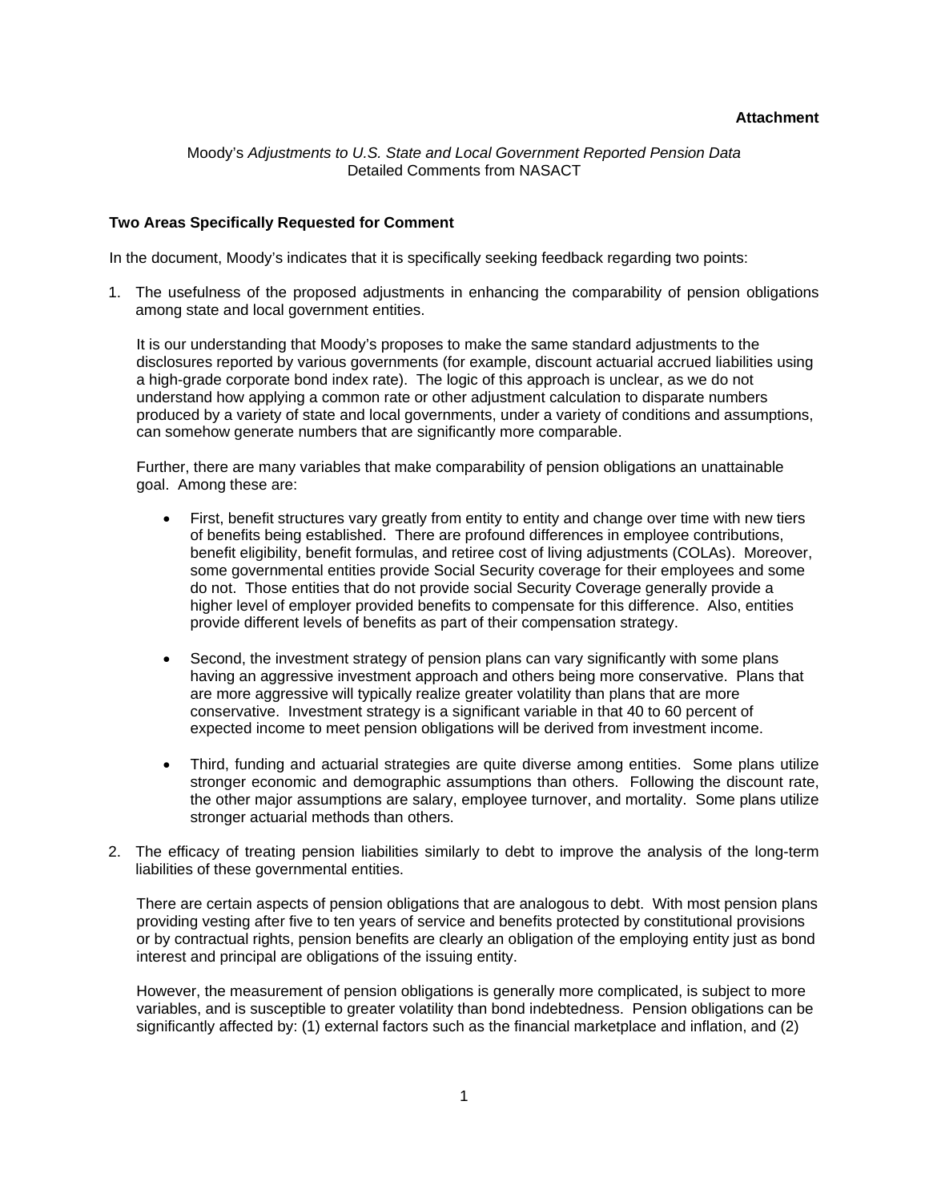**Attachment**

Moody's *Adjustments to U.S. State and Local Government Reported Pension Data*
Detailed Comments from NASACT

**Two Areas Specifically Requested for Comment**

In the document, Moody's indicates that it is specifically seeking feedback regarding two points:

1. The usefulness of the proposed adjustments in enhancing the comparability of pension obligations among state and local government entities.

   It is our understanding that Moody's proposes to make the same standard adjustments to the disclosures reported by various governments (for example, discount actuarial accrued liabilities using a high-grade corporate bond index rate). The logic of this approach is unclear, as we do not understand how applying a common rate or other adjustment calculation to disparate numbers produced by a variety of state and local governments, under a variety of conditions and assumptions, can somehow generate numbers that are significantly more comparable.

   Further, there are many variables that make comparability of pension obligations an unattainable goal. Among these are:

   - First, benefit structures vary greatly from entity to entity and change over time with new tiers of benefits being established. There are profound differences in employee contributions, benefit eligibility, benefit formulas, and retiree cost of living adjustments (COLAs). Moreover, some governmental entities provide Social Security coverage for their employees and some do not. Those entities that do not provide social Security Coverage generally provide a higher level of employer provided benefits to compensate for this difference. Also, entities provide different levels of benefits as part of their compensation strategy.

   - Second, the investment strategy of pension plans can vary significantly with some plans having an aggressive investment approach and others being more conservative. Plans that are more aggressive will typically realize greater volatility than plans that are more conservative. Investment strategy is a significant variable in that 40 to 60 percent of expected income to meet pension obligations will be derived from investment income.

   - Third, funding and actuarial strategies are quite diverse among entities. Some plans utilize stronger economic and demographic assumptions than others. Following the discount rate, the other major assumptions are salary, employee turnover, and mortality. Some plans utilize stronger actuarial methods than others.

2. The efficacy of treating pension liabilities similarly to debt to improve the analysis of the long-term liabilities of these governmental entities.

   There are certain aspects of pension obligations that are analogous to debt. With most pension plans providing vesting after five to ten years of service and benefits protected by constitutional provisions or by contractual rights, pension benefits are clearly an obligation of the employing entity just as bond interest and principal are obligations of the issuing entity.

   However, the measurement of pension obligations is generally more complicated, is subject to more variables, and is susceptible to greater volatility than bond indebtedness. Pension obligations can be significantly affected by: (1) external factors such as the financial marketplace and inflation, and (2)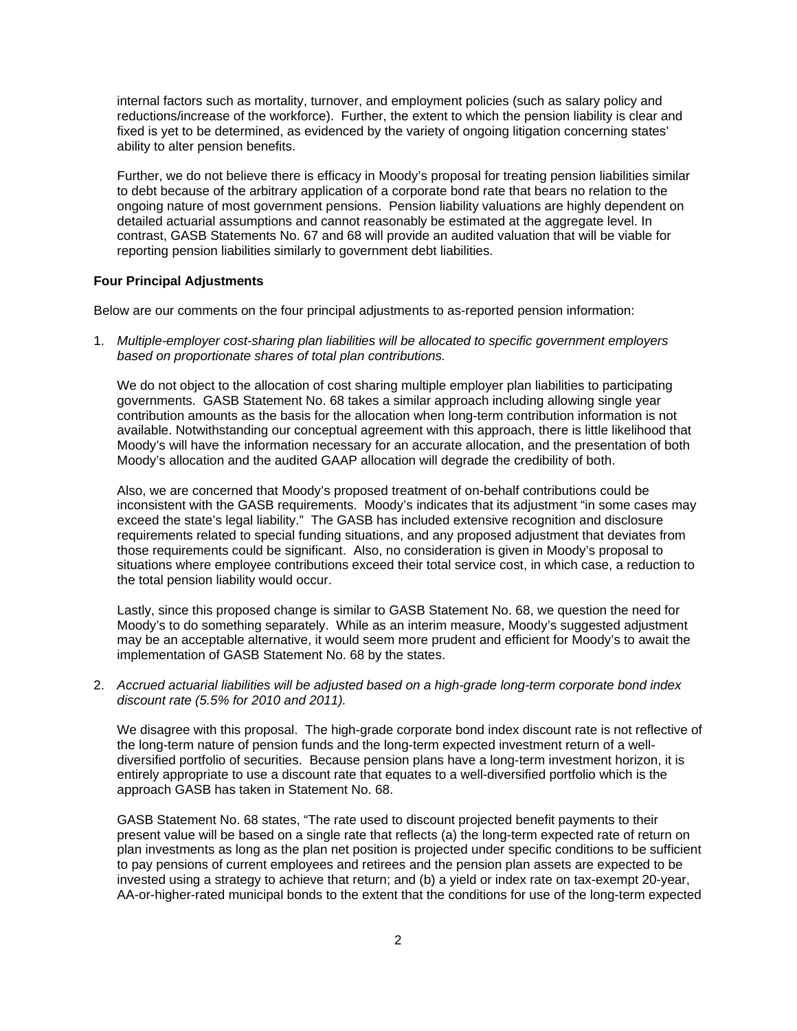internal factors such as mortality, turnover, and employment policies (such as salary policy and reductions/increase of the workforce). Further, the extent to which the pension liability is clear and fixed is yet to be determined, as evidenced by the variety of ongoing litigation concerning states' ability to alter pension benefits.

Further, we do not believe there is efficacy in Moody's proposal for treating pension liabilities similar to debt because of the arbitrary application of a corporate bond rate that bears no relation to the ongoing nature of most government pensions. Pension liability valuations are highly dependent on detailed actuarial assumptions and cannot reasonably be estimated at the aggregate level. In contrast, GASB Statements No. 67 and 68 will provide an audited valuation that will be viable for reporting pension liabilities similarly to government debt liabilities.

**Four Principal Adjustments**

Below are our comments on the four principal adjustments to as-reported pension information:

1. *Multiple-employer cost-sharing plan liabilities will be allocated to specific government employers based on proportionate shares of total plan contributions.*

   We do not object to the allocation of cost sharing multiple employer plan liabilities to participating governments. GASB Statement No. 68 takes a similar approach including allowing single year contribution amounts as the basis for the allocation when long-term contribution information is not available. Notwithstanding our conceptual agreement with this approach, there is little likelihood that Moody's will have the information necessary for an accurate allocation, and the presentation of both Moody's allocation and the audited GAAP allocation will degrade the credibility of both.

   Also, we are concerned that Moody's proposed treatment of on-behalf contributions could be inconsistent with the GASB requirements. Moody's indicates that its adjustment "in some cases may exceed the state's legal liability." The GASB has included extensive recognition and disclosure requirements related to special funding situations, and any proposed adjustment that deviates from those requirements could be significant. Also, no consideration is given in Moody's proposal to situations where employee contributions exceed their total service cost, in which case, a reduction to the total pension liability would occur.

   Lastly, since this proposed change is similar to GASB Statement No. 68, we question the need for Moody's to do something separately. While as an interim measure, Moody's suggested adjustment may be an acceptable alternative, it would seem more prudent and efficient for Moody's to await the implementation of GASB Statement No. 68 by the states.

2. *Accrued actuarial liabilities will be adjusted based on a high-grade long-term corporate bond index discount rate (5.5% for 2010 and 2011).*

   We disagree with this proposal. The high-grade corporate bond index discount rate is not reflective of the long-term nature of pension funds and the long-term expected investment return of a well-diversified portfolio of securities. Because pension plans have a long-term investment horizon, it is entirely appropriate to use a discount rate that equates to a well-diversified portfolio which is the approach GASB has taken in Statement No. 68.

   GASB Statement No. 68 states, "The rate used to discount projected benefit payments to their present value will be based on a single rate that reflects (a) the long-term expected rate of return on plan investments as long as the plan net position is projected under specific conditions to be sufficient to pay pensions of current employees and retirees and the pension plan assets are expected to be invested using a strategy to achieve that return; and (b) a yield or index rate on tax-exempt 20-year, AA-or-higher-rated municipal bonds to the extent that the conditions for use of the long-term expected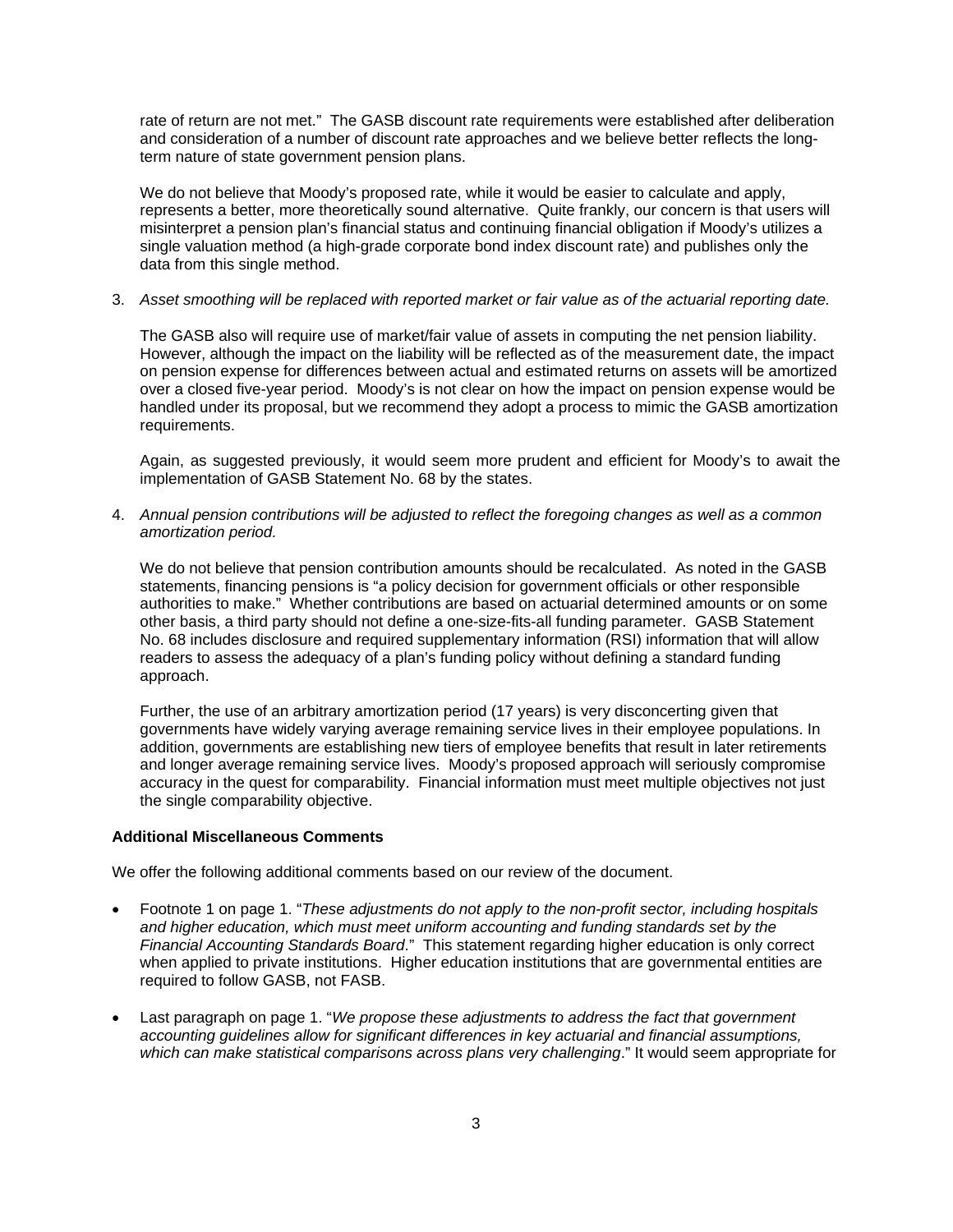rate of return are not met." The GASB discount rate requirements were established after deliberation and consideration of a number of discount rate approaches and we believe better reflects the long-term nature of state government pension plans.

We do not believe that Moody's proposed rate, while it would be easier to calculate and apply, represents a better, more theoretically sound alternative. Quite frankly, our concern is that users will misinterpret a pension plan's financial status and continuing financial obligation if Moody's utilizes a single valuation method (a high-grade corporate bond index discount rate) and publishes only the data from this single method.

3. *Asset smoothing will be replaced with reported market or fair value as of the actuarial reporting date.*

   The GASB also will require use of market/fair value of assets in computing the net pension liability. However, although the impact on the liability will be reflected as of the measurement date, the impact on pension expense for differences between actual and estimated returns on assets will be amortized over a closed five-year period. Moody's is not clear on how the impact on pension expense would be handled under its proposal, but we recommend they adopt a process to mimic the GASB amortization requirements.

   Again, as suggested previously, it would seem more prudent and efficient for Moody's to await the implementation of GASB Statement No. 68 by the states.

4. *Annual pension contributions will be adjusted to reflect the foregoing changes as well as a common amortization period.*

   We do not believe that pension contribution amounts should be recalculated. As noted in the GASB statements, financing pensions is "a policy decision for government officials or other responsible authorities to make." Whether contributions are based on actuarial determined amounts or on some other basis, a third party should not define a one-size-fits-all funding parameter. GASB Statement No. 68 includes disclosure and required supplementary information (RSI) information that will allow readers to assess the adequacy of a plan's funding policy without defining a standard funding approach.

   Further, the use of an arbitrary amortization period (17 years) is very disconcerting given that governments have widely varying average remaining service lives in their employee populations. In addition, governments are establishing new tiers of employee benefits that result in later retirements and longer average remaining service lives. Moody's proposed approach will seriously compromise accuracy in the quest for comparability. Financial information must meet multiple objectives not just the single comparability objective.

**Additional Miscellaneous Comments**

We offer the following additional comments based on our review of the document.

- Footnote 1 on page 1. "*These adjustments do not apply to the non-profit sector, including hospitals and higher education, which must meet uniform accounting and funding standards set by the Financial Accounting Standards Board*." This statement regarding higher education is only correct when applied to private institutions. Higher education institutions that are governmental entities are required to follow GASB, not FASB.

- Last paragraph on page 1. "*We propose these adjustments to address the fact that government accounting guidelines allow for significant differences in key actuarial and financial assumptions, which can make statistical comparisons across plans very challenging*." It would seem appropriate for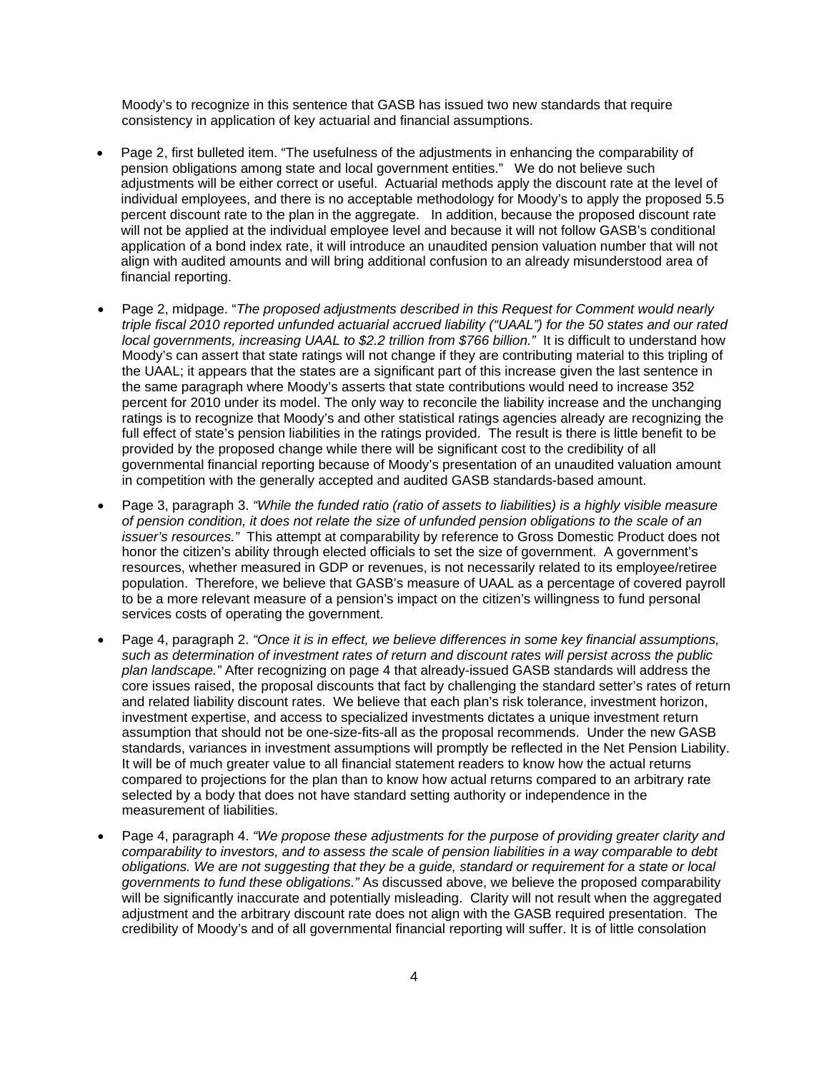Moody's to recognize in this sentence that GASB has issued two new standards that require consistency in application of key actuarial and financial assumptions.

- Page 2, first bulleted item. "The usefulness of the adjustments in enhancing the comparability of pension obligations among state and local government entities." We do not believe such adjustments will be either correct or useful. Actuarial methods apply the discount rate at the level of individual employees, and there is no acceptable methodology for Moody's to apply the proposed 5.5 percent discount rate to the plan in the aggregate. In addition, because the proposed discount rate will not be applied at the individual employee level and because it will not follow GASB's conditional application of a bond index rate, it will introduce an unaudited pension valuation number that will not align with audited amounts and will bring additional confusion to an already misunderstood area of financial reporting.

- Page 2, midpage. "*The proposed adjustments described in this Request for Comment would nearly triple fiscal 2010 reported unfunded actuarial accrued liability ("UAAL") for the 50 states and our rated local governments, increasing UAAL to $2.2 trillion from $766 billion.*" It is difficult to understand how Moody's can assert that state ratings will not change if they are contributing material to this tripling of the UAAL; it appears that the states are a significant part of this increase given the last sentence in the same paragraph where Moody's asserts that state contributions would need to increase 352 percent for 2010 under its model. The only way to reconcile the liability increase and the unchanging ratings is to recognize that Moody's and other statistical ratings agencies already are recognizing the full effect of state's pension liabilities in the ratings provided. The result is there is little benefit to be provided by the proposed change while there will be significant cost to the credibility of all governmental financial reporting because of Moody's presentation of an unaudited valuation amount in competition with the generally accepted and audited GASB standards-based amount.

- Page 3, paragraph 3. *"While the funded ratio (ratio of assets to liabilities) is a highly visible measure of pension condition, it does not relate the size of unfunded pension obligations to the scale of an issuer's resources."* This attempt at comparability by reference to Gross Domestic Product does not honor the citizen's ability through elected officials to set the size of government. A government's resources, whether measured in GDP or revenues, is not necessarily related to its employee/retiree population. Therefore, we believe that GASB's measure of UAAL as a percentage of covered payroll to be a more relevant measure of a pension's impact on the citizen's willingness to fund personal services costs of operating the government.

- Page 4, paragraph 2. *"Once it is in effect, we believe differences in some key financial assumptions, such as determination of investment rates of return and discount rates will persist across the public plan landscape."* After recognizing on page 4 that already-issued GASB standards will address the core issues raised, the proposal discounts that fact by challenging the standard setter's rates of return and related liability discount rates. We believe that each plan's risk tolerance, investment horizon, investment expertise, and access to specialized investments dictates a unique investment return assumption that should not be one-size-fits-all as the proposal recommends. Under the new GASB standards, variances in investment assumptions will promptly be reflected in the Net Pension Liability. It will be of much greater value to all financial statement readers to know how the actual returns compared to projections for the plan than to know how actual returns compared to an arbitrary rate selected by a body that does not have standard setting authority or independence in the measurement of liabilities.

- Page 4, paragraph 4. *"We propose these adjustments for the purpose of providing greater clarity and comparability to investors, and to assess the scale of pension liabilities in a way comparable to debt obligations. We are not suggesting that they be a guide, standard or requirement for a state or local governments to fund these obligations."* As discussed above, we believe the proposed comparability will be significantly inaccurate and potentially misleading. Clarity will not result when the aggregated adjustment and the arbitrary discount rate does not align with the GASB required presentation. The credibility of Moody's and of all governmental financial reporting will suffer. It is of little consolation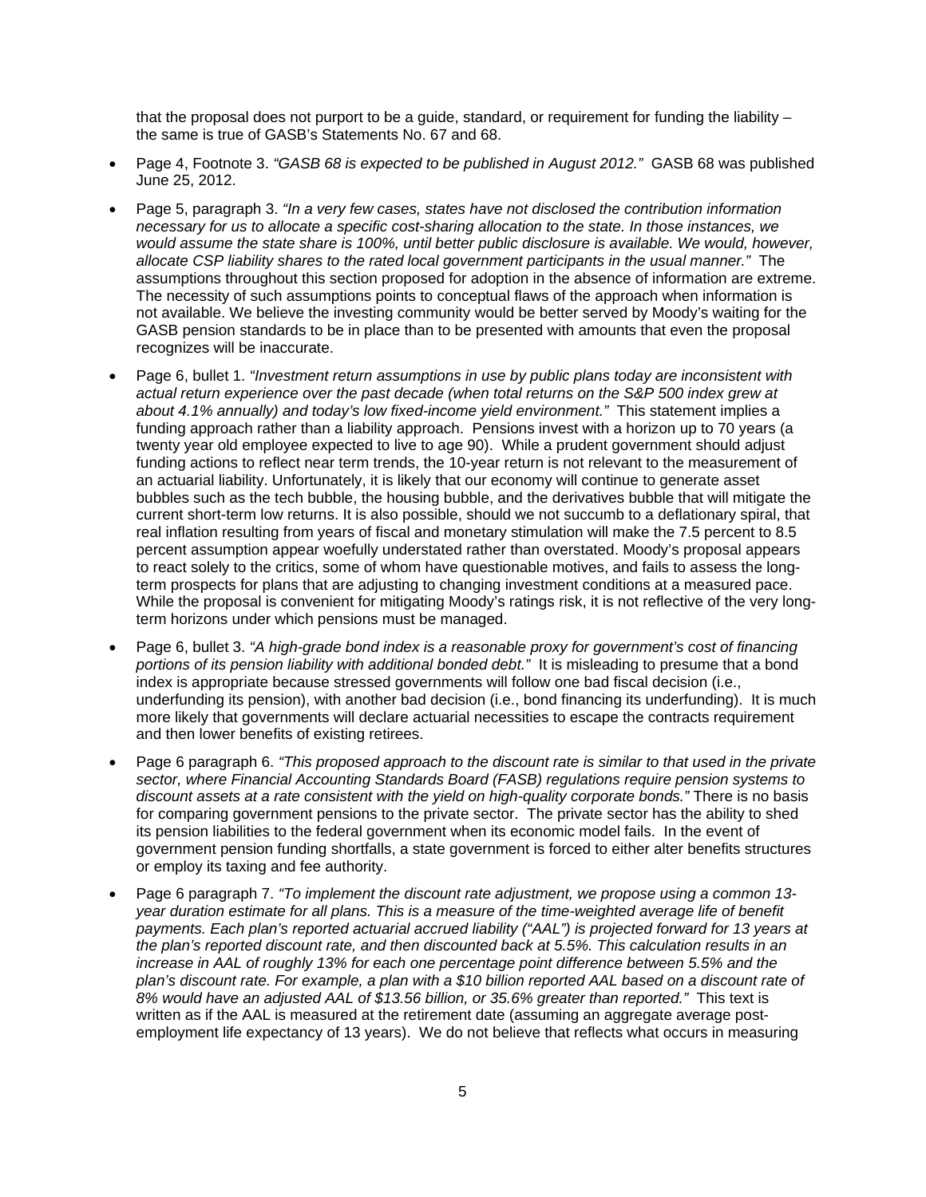that the proposal does not purport to be a guide, standard, or requirement for funding the liability – the same is true of GASB's Statements No. 67 and 68.

- Page 4, Footnote 3. *"GASB 68 is expected to be published in August 2012."* GASB 68 was published June 25, 2012.
- Page 5, paragraph 3. *"In a very few cases, states have not disclosed the contribution information necessary for us to allocate a specific cost-sharing allocation to the state. In those instances, we would assume the state share is 100%, until better public disclosure is available. We would, however, allocate CSP liability shares to the rated local government participants in the usual manner."* The assumptions throughout this section proposed for adoption in the absence of information are extreme. The necessity of such assumptions points to conceptual flaws of the approach when information is not available. We believe the investing community would be better served by Moody's waiting for the GASB pension standards to be in place than to be presented with amounts that even the proposal recognizes will be inaccurate.
- Page 6, bullet 1. *"Investment return assumptions in use by public plans today are inconsistent with actual return experience over the past decade (when total returns on the S&P 500 index grew at about 4.1% annually) and today's low fixed-income yield environment."* This statement implies a funding approach rather than a liability approach. Pensions invest with a horizon up to 70 years (a twenty year old employee expected to live to age 90). While a prudent government should adjust funding actions to reflect near term trends, the 10-year return is not relevant to the measurement of an actuarial liability. Unfortunately, it is likely that our economy will continue to generate asset bubbles such as the tech bubble, the housing bubble, and the derivatives bubble that will mitigate the current short-term low returns. It is also possible, should we not succumb to a deflationary spiral, that real inflation resulting from years of fiscal and monetary stimulation will make the 7.5 percent to 8.5 percent assumption appear woefully understated rather than overstated. Moody's proposal appears to react solely to the critics, some of whom have questionable motives, and fails to assess the long-term prospects for plans that are adjusting to changing investment conditions at a measured pace. While the proposal is convenient for mitigating Moody's ratings risk, it is not reflective of the very long-term horizons under which pensions must be managed.
- Page 6, bullet 3. *"A high-grade bond index is a reasonable proxy for government's cost of financing portions of its pension liability with additional bonded debt."* It is misleading to presume that a bond index is appropriate because stressed governments will follow one bad fiscal decision (i.e., underfunding its pension), with another bad decision (i.e., bond financing its underfunding). It is much more likely that governments will declare actuarial necessities to escape the contracts requirement and then lower benefits of existing retirees.
- Page 6 paragraph 6. *"This proposed approach to the discount rate is similar to that used in the private sector, where Financial Accounting Standards Board (FASB) regulations require pension systems to discount assets at a rate consistent with the yield on high-quality corporate bonds."* There is no basis for comparing government pensions to the private sector. The private sector has the ability to shed its pension liabilities to the federal government when its economic model fails. In the event of government pension funding shortfalls, a state government is forced to either alter benefits structures or employ its taxing and fee authority.
- Page 6 paragraph 7. *"To implement the discount rate adjustment, we propose using a common 13-year duration estimate for all plans. This is a measure of the time-weighted average life of benefit payments. Each plan's reported actuarial accrued liability ("AAL") is projected forward for 13 years at the plan's reported discount rate, and then discounted back at 5.5%. This calculation results in an increase in AAL of roughly 13% for each one percentage point difference between 5.5% and the plan's discount rate. For example, a plan with a $10 billion reported AAL based on a discount rate of 8% would have an adjusted AAL of $13.56 billion, or 35.6% greater than reported."* This text is written as if the AAL is measured at the retirement date (assuming an aggregate average post-employment life expectancy of 13 years). We do not believe that reflects what occurs in measuring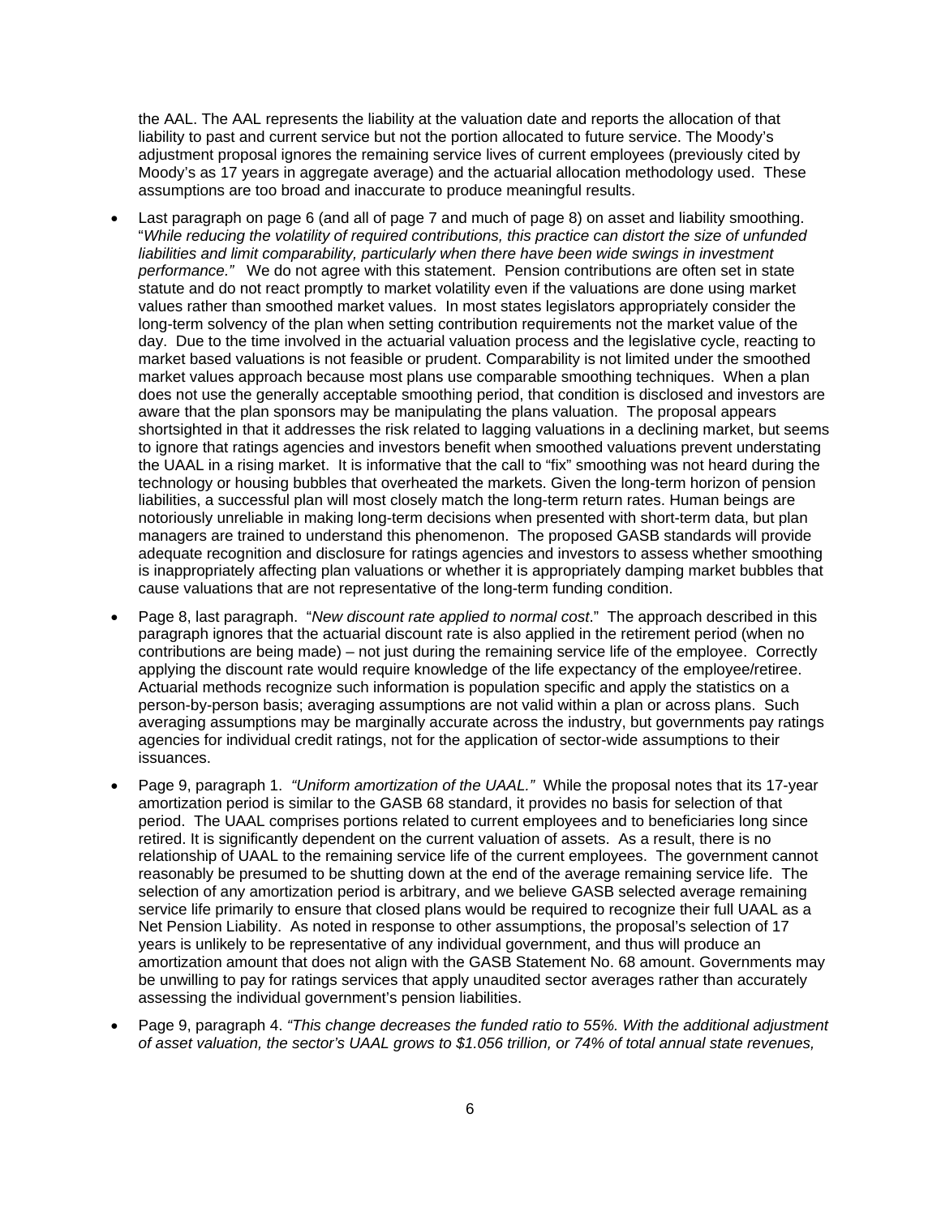the AAL. The AAL represents the liability at the valuation date and reports the allocation of that liability to past and current service but not the portion allocated to future service. The Moody's adjustment proposal ignores the remaining service lives of current employees (previously cited by Moody's as 17 years in aggregate average) and the actuarial allocation methodology used. These assumptions are too broad and inaccurate to produce meaningful results.

- Last paragraph on page 6 (and all of page 7 and much of page 8) on asset and liability smoothing. "*While reducing the volatility of required contributions, this practice can distort the size of unfunded liabilities and limit comparability, particularly when there have been wide swings in investment performance.*" We do not agree with this statement. Pension contributions are often set in state statute and do not react promptly to market volatility even if the valuations are done using market values rather than smoothed market values. In most states legislators appropriately consider the long-term solvency of the plan when setting contribution requirements not the market value of the day. Due to the time involved in the actuarial valuation process and the legislative cycle, reacting to market based valuations is not feasible or prudent. Comparability is not limited under the smoothed market values approach because most plans use comparable smoothing techniques. When a plan does not use the generally acceptable smoothing period, that condition is disclosed and investors are aware that the plan sponsors may be manipulating the plans valuation. The proposal appears shortsighted in that it addresses the risk related to lagging valuations in a declining market, but seems to ignore that ratings agencies and investors benefit when smoothed valuations prevent understating the UAAL in a rising market. It is informative that the call to "fix" smoothing was not heard during the technology or housing bubbles that overheated the markets. Given the long-term horizon of pension liabilities, a successful plan will most closely match the long-term return rates. Human beings are notoriously unreliable in making long-term decisions when presented with short-term data, but plan managers are trained to understand this phenomenon. The proposed GASB standards will provide adequate recognition and disclosure for ratings agencies and investors to assess whether smoothing is inappropriately affecting plan valuations or whether it is appropriately damping market bubbles that cause valuations that are not representative of the long-term funding condition.

- Page 8, last paragraph. "*New discount rate applied to normal cost*." The approach described in this paragraph ignores that the actuarial discount rate is also applied in the retirement period (when no contributions are being made) – not just during the remaining service life of the employee. Correctly applying the discount rate would require knowledge of the life expectancy of the employee/retiree. Actuarial methods recognize such information is population specific and apply the statistics on a person-by-person basis; averaging assumptions are not valid within a plan or across plans. Such averaging assumptions may be marginally accurate across the industry, but governments pay ratings agencies for individual credit ratings, not for the application of sector-wide assumptions to their issuances.

- Page 9, paragraph 1. *"Uniform amortization of the UAAL."* While the proposal notes that its 17-year amortization period is similar to the GASB 68 standard, it provides no basis for selection of that period. The UAAL comprises portions related to current employees and to beneficiaries long since retired. It is significantly dependent on the current valuation of assets. As a result, there is no relationship of UAAL to the remaining service life of the current employees. The government cannot reasonably be presumed to be shutting down at the end of the average remaining service life. The selection of any amortization period is arbitrary, and we believe GASB selected average remaining service life primarily to ensure that closed plans would be required to recognize their full UAAL as a Net Pension Liability. As noted in response to other assumptions, the proposal's selection of 17 years is unlikely to be representative of any individual government, and thus will produce an amortization amount that does not align with the GASB Statement No. 68 amount. Governments may be unwilling to pay for ratings services that apply unaudited sector averages rather than accurately assessing the individual government's pension liabilities.

- Page 9, paragraph 4. *"This change decreases the funded ratio to 55%. With the additional adjustment of asset valuation, the sector's UAAL grows to $1.056 trillion, or 74% of total annual state revenues,*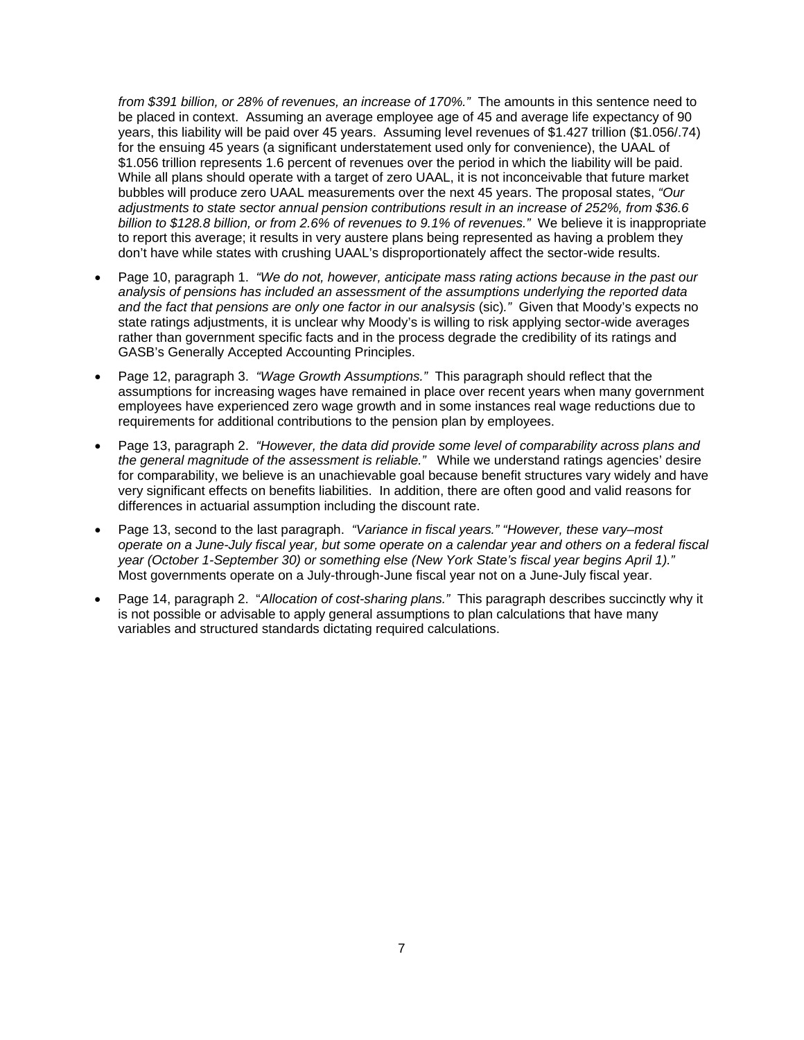*from $391 billion, or 28% of revenues, an increase of 170%."* The amounts in this sentence need to be placed in context. Assuming an average employee age of 45 and average life expectancy of 90 years, this liability will be paid over 45 years. Assuming level revenues of $1.427 trillion ($1.056/.74) for the ensuing 45 years (a significant understatement used only for convenience), the UAAL of $1.056 trillion represents 1.6 percent of revenues over the period in which the liability will be paid. While all plans should operate with a target of zero UAAL, it is not inconceivable that future market bubbles will produce zero UAAL measurements over the next 45 years. The proposal states, *"Our adjustments to state sector annual pension contributions result in an increase of 252%, from $36.6 billion to $128.8 billion, or from 2.6% of revenues to 9.1% of revenues."* We believe it is inappropriate to report this average; it results in very austere plans being represented as having a problem they don't have while states with crushing UAAL's disproportionately affect the sector-wide results.

- Page 10, paragraph 1. *"We do not, however, anticipate mass rating actions because in the past our analysis of pensions has included an assessment of the assumptions underlying the reported data and the fact that pensions are only one factor in our analsysis* (sic)*."* Given that Moody's expects no state ratings adjustments, it is unclear why Moody's is willing to risk applying sector-wide averages rather than government specific facts and in the process degrade the credibility of its ratings and GASB's Generally Accepted Accounting Principles.
- Page 12, paragraph 3. *"Wage Growth Assumptions."* This paragraph should reflect that the assumptions for increasing wages have remained in place over recent years when many government employees have experienced zero wage growth and in some instances real wage reductions due to requirements for additional contributions to the pension plan by employees.
- Page 13, paragraph 2. *"However, the data did provide some level of comparability across plans and the general magnitude of the assessment is reliable."* While we understand ratings agencies' desire for comparability, we believe is an unachievable goal because benefit structures vary widely and have very significant effects on benefits liabilities. In addition, there are often good and valid reasons for differences in actuarial assumption including the discount rate.
- Page 13, second to the last paragraph. *"Variance in fiscal years." "However, these vary–most operate on a June-July fiscal year, but some operate on a calendar year and others on a federal fiscal year (October 1-September 30) or something else (New York State's fiscal year begins April 1)."* Most governments operate on a July-through-June fiscal year not on a June-July fiscal year.
- Page 14, paragraph 2. "*Allocation of cost-sharing plans."* This paragraph describes succinctly why it is not possible or advisable to apply general assumptions to plan calculations that have many variables and structured standards dictating required calculations.